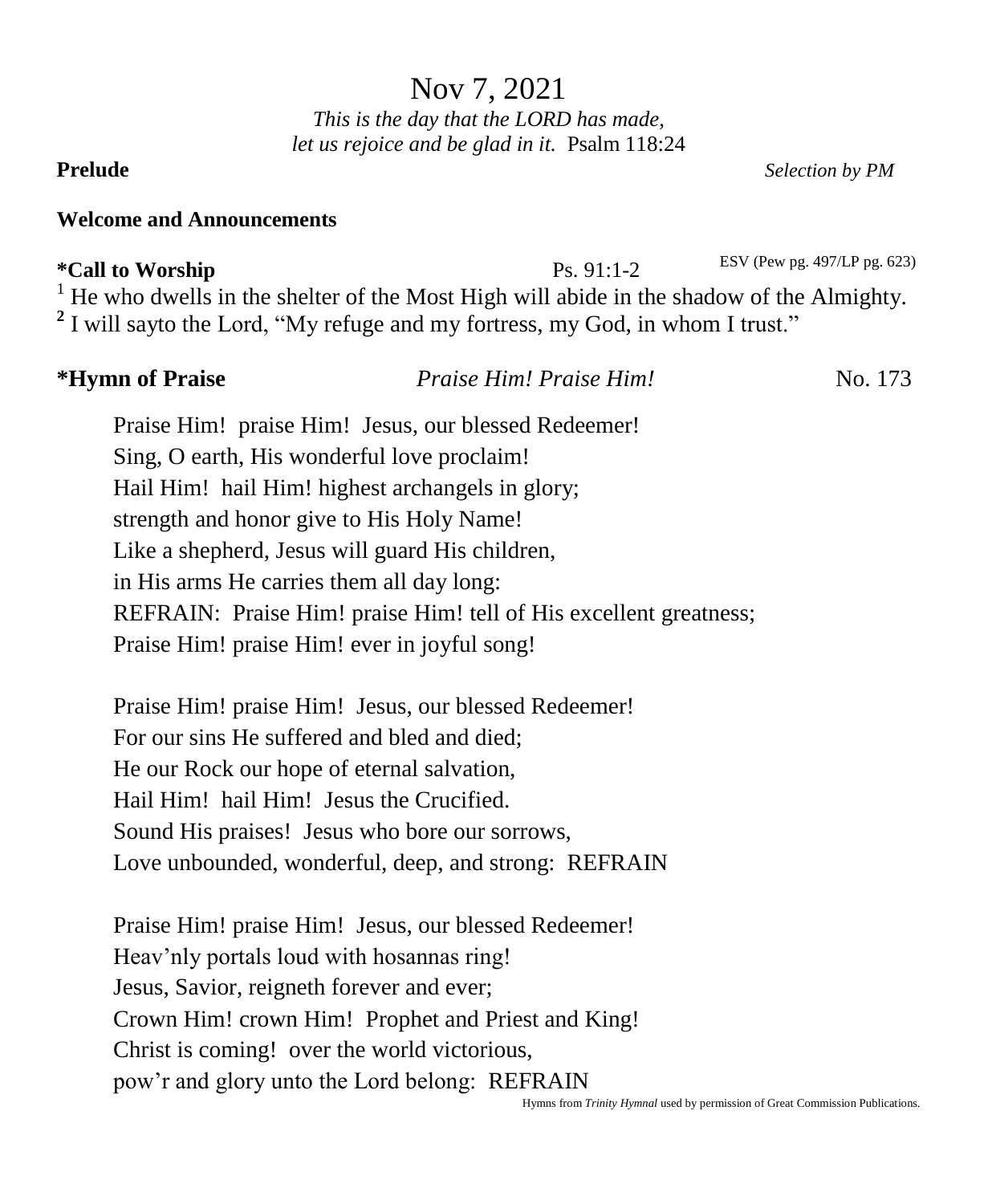# Nov 7, 2021

*This is the day that the LORD has made,*
*let us rejoice and be glad in it.* Psalm 118:24

**Prelude** *Selection by PM*

**Welcome and Announcements**

**\*Call to Worship** Ps. 91:1-2 ESV (Pew pg. 497/LP pg. 623)

[1] He who dwells in the shelter of the Most High will abide in the shadow of the Almighty.
**[2]** I will sayto the Lord, "My refuge and my fortress, my God, in whom I trust."

**\*Hymn of Praise** *Praise Him! Praise Him!* No. 173

Praise Him! praise Him! Jesus, our blessed Redeemer!
Sing, O earth, His wonderful love proclaim!
Hail Him! hail Him! highest archangels in glory;
strength and honor give to His Holy Name!
Like a shepherd, Jesus will guard His children,
in His arms He carries them all day long:
REFRAIN: Praise Him! praise Him! tell of His excellent greatness;
Praise Him! praise Him! ever in joyful song!

Praise Him! praise Him! Jesus, our blessed Redeemer!
For our sins He suffered and bled and died;
He our Rock our hope of eternal salvation,
Hail Him! hail Him! Jesus the Crucified.
Sound His praises! Jesus who bore our sorrows,
Love unbounded, wonderful, deep, and strong: REFRAIN

Praise Him! praise Him! Jesus, our blessed Redeemer!
Heav'nly portals loud with hosannas ring!
Jesus, Savior, reigneth forever and ever;
Crown Him! crown Him! Prophet and Priest and King!
Christ is coming! over the world victorious,
pow'r and glory unto the Lord belong: REFRAIN

Hymns from *Trinity Hymnal* used by permission of Great Commission Publications.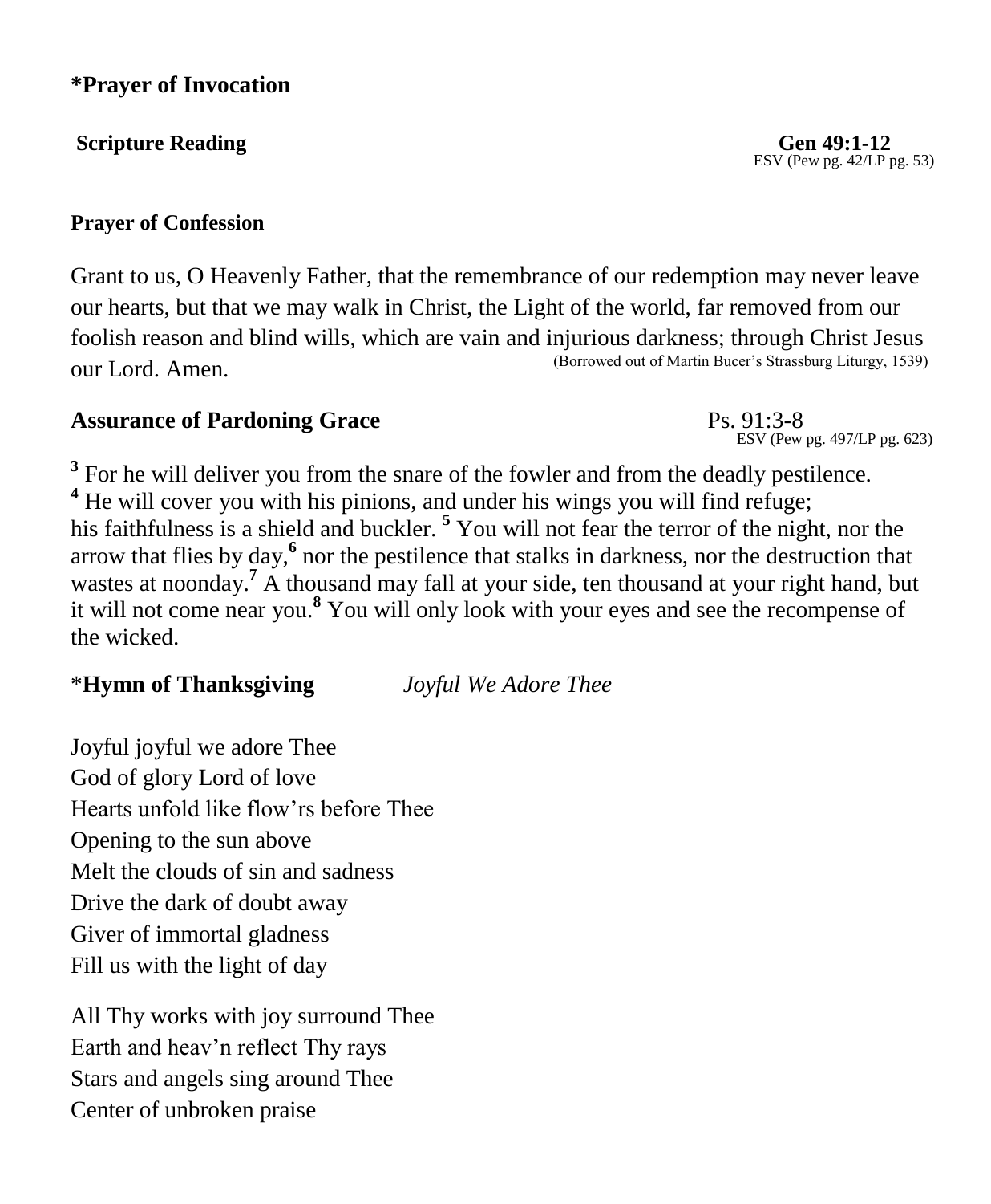**\*Prayer of Invocation**

**Scripture Reading** **Gen 49:1-12**
ESV (Pew pg. 42/LP pg. 53)

**Prayer of Confession**

Grant to us, O Heavenly Father, that the remembrance of our redemption may never leave our hearts, but that we may walk in Christ, the Light of the world, far removed from our foolish reason and blind wills, which are vain and injurious darkness; through Christ Jesus our Lord. Amen.

(Borrowed out of Martin Bucer's Strassburg Liturgy, 1539)

**Assurance of Pardoning Grace** Ps. 91:3-8
ESV (Pew pg. 497/LP pg. 623)

[3] For he will deliver you from the snare of the fowler and from the deadly pestilence. [4] He will cover you with his pinions, and under his wings you will find refuge; his faithfulness is a shield and buckler. [5] You will not fear the terror of the night, nor the arrow that flies by day,[6] nor the pestilence that stalks in darkness, nor the destruction that wastes at noonday.[7] A thousand may fall at your side, ten thousand at your right hand, but it will not come near you.[8] You will only look with your eyes and see the recompense of the wicked.

\***Hymn of Thanksgiving** *Joyful We Adore Thee*

Joyful joyful we adore Thee
God of glory Lord of love
Hearts unfold like flow'rs before Thee
Opening to the sun above
Melt the clouds of sin and sadness
Drive the dark of doubt away
Giver of immortal gladness
Fill us with the light of day

All Thy works with joy surround Thee
Earth and heav'n reflect Thy rays
Stars and angels sing around Thee
Center of unbroken praise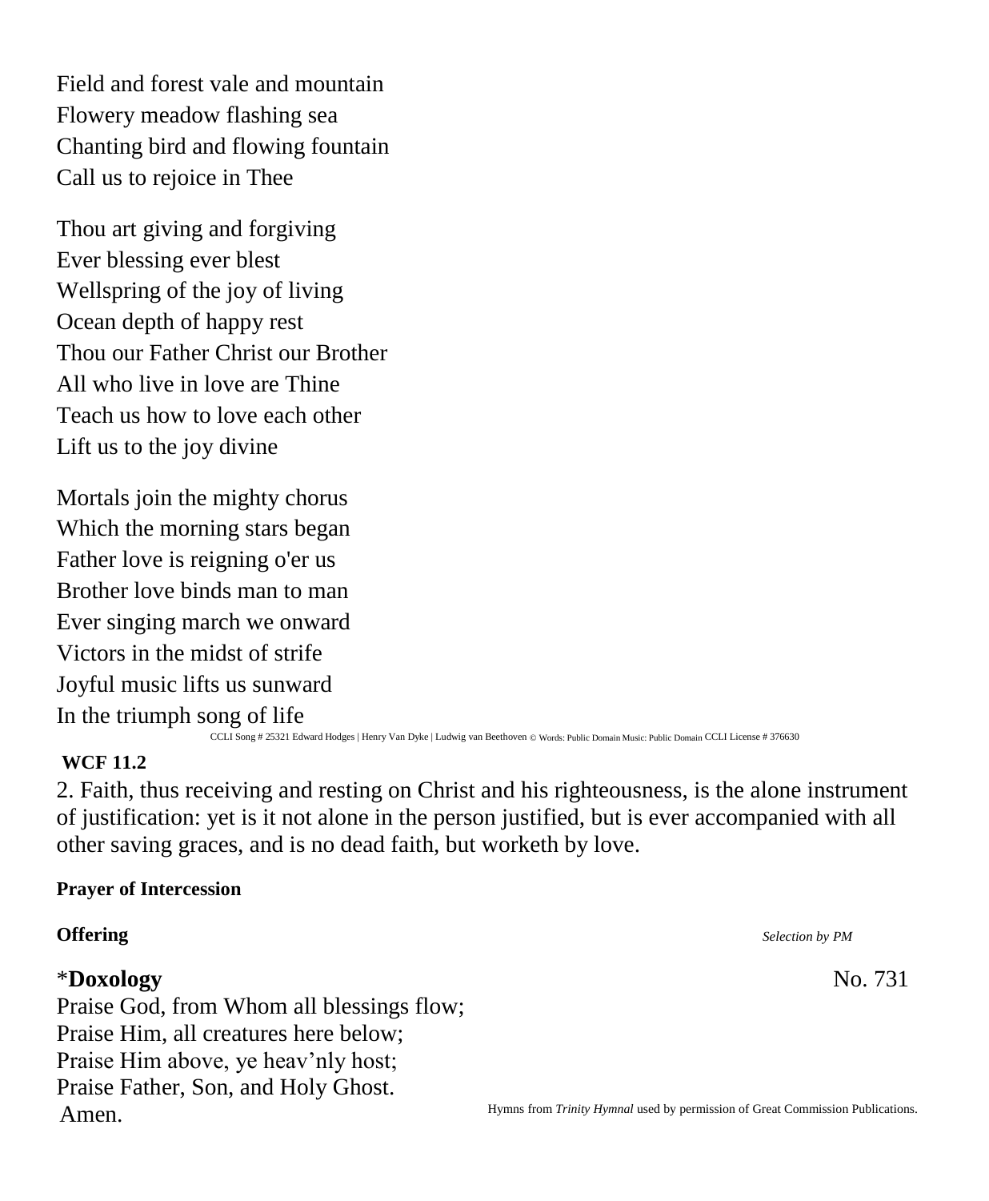Field and forest vale and mountain
Flowery meadow flashing sea
Chanting bird and flowing fountain
Call us to rejoice in Thee

Thou art giving and forgiving
Ever blessing ever blest
Wellspring of the joy of living
Ocean depth of happy rest
Thou our Father Christ our Brother
All who live in love are Thine
Teach us how to love each other
Lift us to the joy divine

Mortals join the mighty chorus
Which the morning stars began
Father love is reigning o'er us
Brother love binds man to man
Ever singing march we onward
Victors in the midst of strife
Joyful music lifts us sunward
In the triumph song of life

CCLI Song # 25321 Edward Hodges | Henry Van Dyke | Ludwig van Beethoven © Words: Public Domain Music: Public Domain CCLI License # 376630

**WCF 11.2**

2. Faith, thus receiving and resting on Christ and his righteousness, is the alone instrument of justification: yet is it not alone in the person justified, but is ever accompanied with all other saving graces, and is no dead faith, but worketh by love.

**Prayer of Intercession**

**Offering** *Selection by PM*

*__Doxology__ No. 731

Praise God, from Whom all blessings flow;
Praise Him, all creatures here below;
Praise Him above, ye heav'nly host;
Praise Father, Son, and Holy Ghost.
Amen.

Hymns from *Trinity Hymnal* used by permission of Great Commission Publications.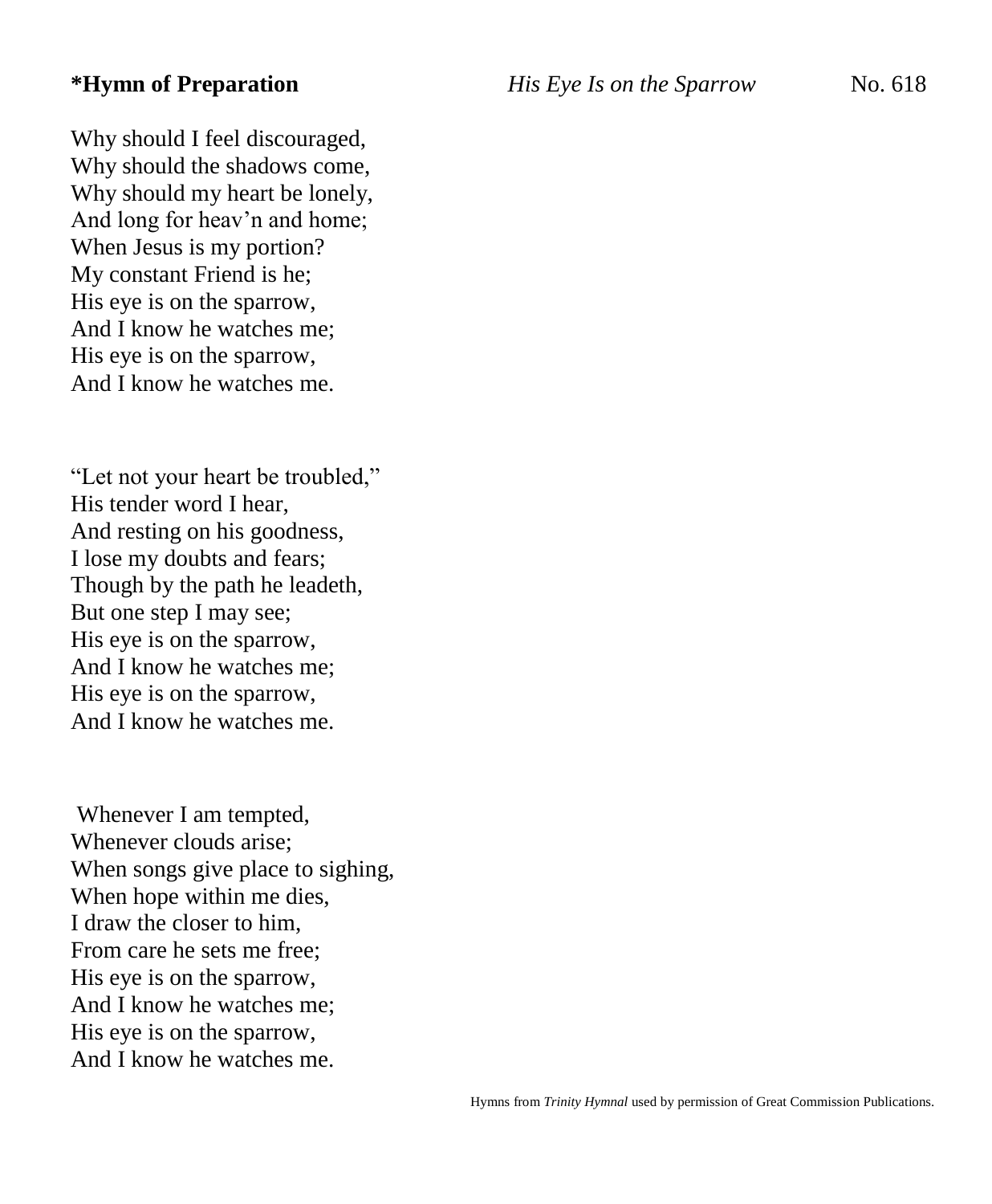**\*Hymn of Preparation** *His Eye Is on the Sparrow* No. 618

Why should I feel discouraged,
Why should the shadows come,
Why should my heart be lonely,
And long for heav'n and home;
When Jesus is my portion?
My constant Friend is he;
His eye is on the sparrow,
And I know he watches me;
His eye is on the sparrow,
And I know he watches me.

"Let not your heart be troubled,"
His tender word I hear,
And resting on his goodness,
I lose my doubts and fears;
Though by the path he leadeth,
But one step I may see;
His eye is on the sparrow,
And I know he watches me;
His eye is on the sparrow,
And I know he watches me.

Whenever I am tempted,
Whenever clouds arise;
When songs give place to sighing,
When hope within me dies,
I draw the closer to him,
From care he sets me free;
His eye is on the sparrow,
And I know he watches me;
His eye is on the sparrow,
And I know he watches me.

Hymns from *Trinity Hymnal* used by permission of Great Commission Publications.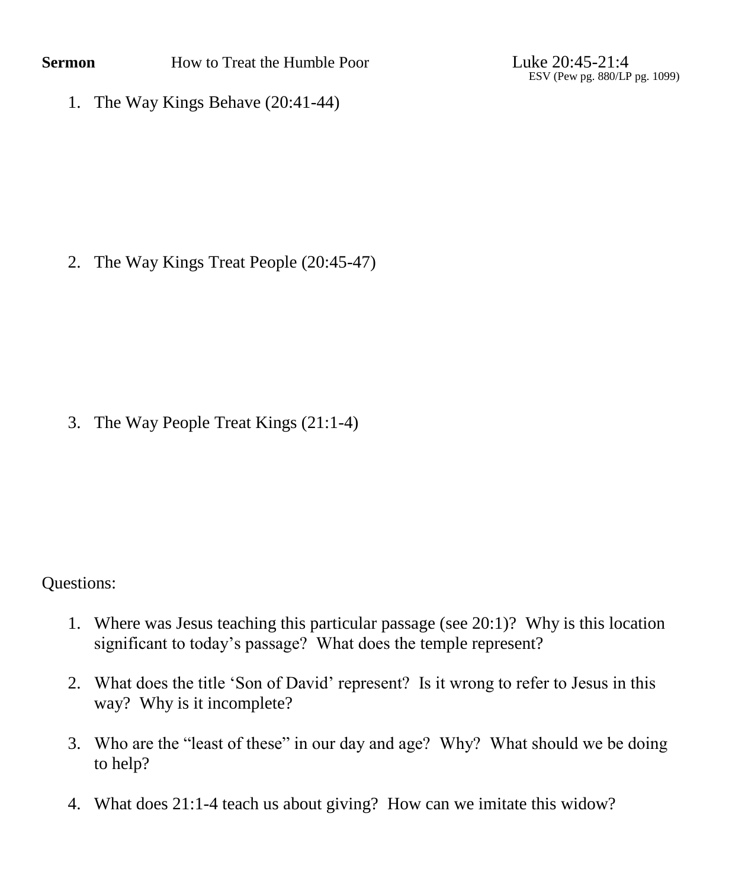**Sermon** How to Treat the Humble Poor Luke 20:45-21:4
ESV (Pew pg. 880/LP pg. 1099)

1. The Way Kings Behave (20:41-44)

2. The Way Kings Treat People (20:45-47)

3. The Way People Treat Kings (21:1-4)

Questions:

1. Where was Jesus teaching this particular passage (see 20:1)? Why is this location significant to today's passage? What does the temple represent?

2. What does the title 'Son of David' represent? Is it wrong to refer to Jesus in this way? Why is it incomplete?

3. Who are the "least of these" in our day and age? Why? What should we be doing to help?

4. What does 21:1-4 teach us about giving? How can we imitate this widow?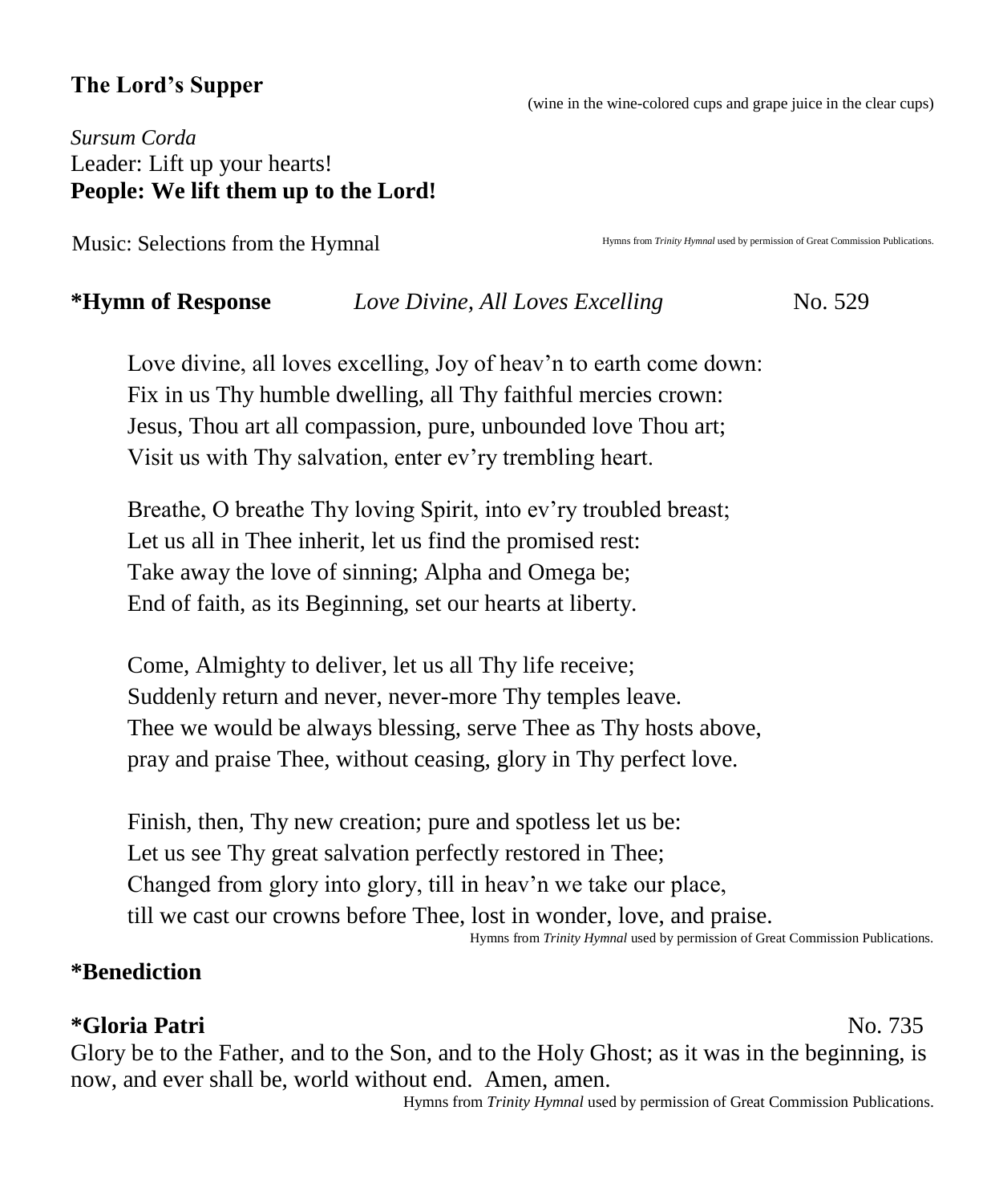## The Lord's Supper

(wine in the wine-colored cups and grape juice in the clear cups)

*Sursum Corda*
Leader: Lift up your hearts!
**People: We lift them up to the Lord!**

Music: Selections from the Hymnal

Hymns from *Trinity Hymnal* used by permission of Great Commission Publications.

**\*Hymn of Response** *Love Divine, All Loves Excelling* No. 529

Love divine, all loves excelling, Joy of heav'n to earth come down:
Fix in us Thy humble dwelling, all Thy faithful mercies crown:
Jesus, Thou art all compassion, pure, unbounded love Thou art;
Visit us with Thy salvation, enter ev'ry trembling heart.

Breathe, O breathe Thy loving Spirit, into ev'ry troubled breast;
Let us all in Thee inherit, let us find the promised rest:
Take away the love of sinning; Alpha and Omega be;
End of faith, as its Beginning, set our hearts at liberty.

Come, Almighty to deliver, let us all Thy life receive;
Suddenly return and never, never-more Thy temples leave.
Thee we would be always blessing, serve Thee as Thy hosts above,
pray and praise Thee, without ceasing, glory in Thy perfect love.

Finish, then, Thy new creation; pure and spotless let us be:
Let us see Thy great salvation perfectly restored in Thee;
Changed from glory into glory, till in heav'n we take our place,
till we cast our crowns before Thee, lost in wonder, love, and praise.

Hymns from *Trinity Hymnal* used by permission of Great Commission Publications.

**\*Benediction**

**\*Gloria Patri** No. 735

Glory be to the Father, and to the Son, and to the Holy Ghost; as it was in the beginning, is now, and ever shall be, world without end. Amen, amen.

Hymns from *Trinity Hymnal* used by permission of Great Commission Publications.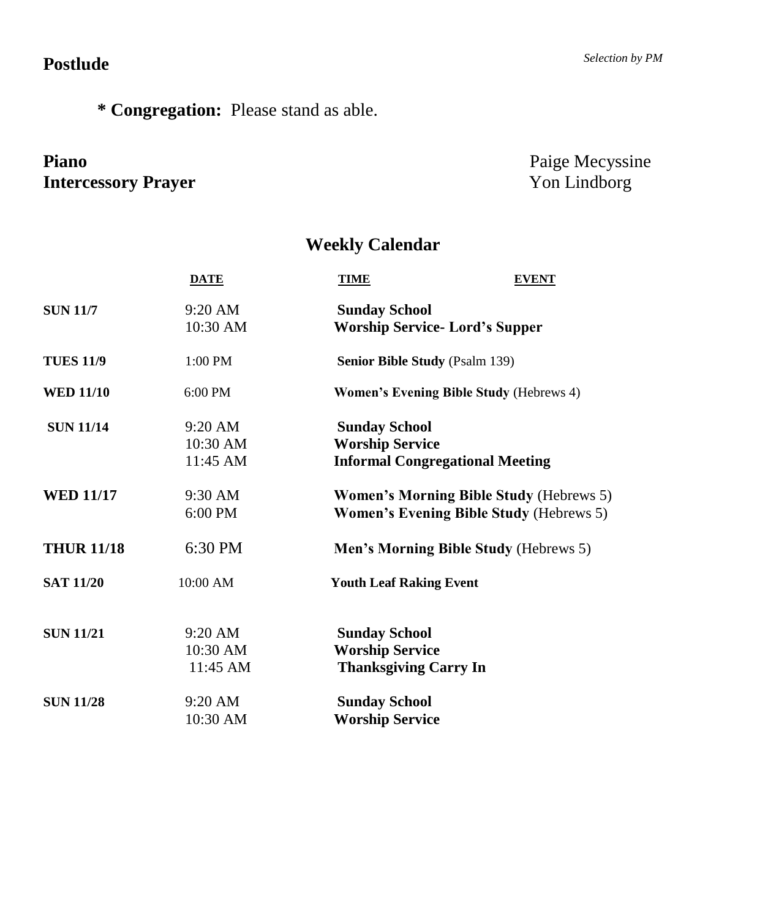**Postlude** *Selection by PM*

**\* Congregation:** Please stand as able.

**Piano** Paige Mecyssine
**Intercessory Prayer** Yon Lindborg

## Weekly Calendar

| DATE | TIME | EVENT |
|---|---|---|
| **SUN 11/7** | 9:20 AM | **Sunday School** |
| | 10:30 AM | **Worship Service- Lord's Supper** |
| **TUES 11/9** | 1:00 PM | **Senior Bible Study** (Psalm 139) |
| **WED 11/10** | 6:00 PM | **Women's Evening Bible Study** (Hebrews 4) |
| **SUN 11/14** | 9:20 AM | **Sunday School** |
| | 10:30 AM | **Worship Service** |
| | 11:45 AM | **Informal Congregational Meeting** |
| **WED 11/17** | 9:30 AM | **Women's Morning Bible Study** (Hebrews 5) |
| | 6:00 PM | **Women's Evening Bible Study** (Hebrews 5) |
| **THUR 11/18** | 6:30 PM | **Men's Morning Bible Study** (Hebrews 5) |
| **SAT 11/20** | 10:00 AM | **Youth Leaf Raking Event** |
| **SUN 11/21** | 9:20 AM | **Sunday School** |
| | 10:30 AM | **Worship Service** |
| | 11:45 AM | **Thanksgiving Carry In** |
| **SUN 11/28** | 9:20 AM | **Sunday School** |
| | 10:30 AM | **Worship Service** |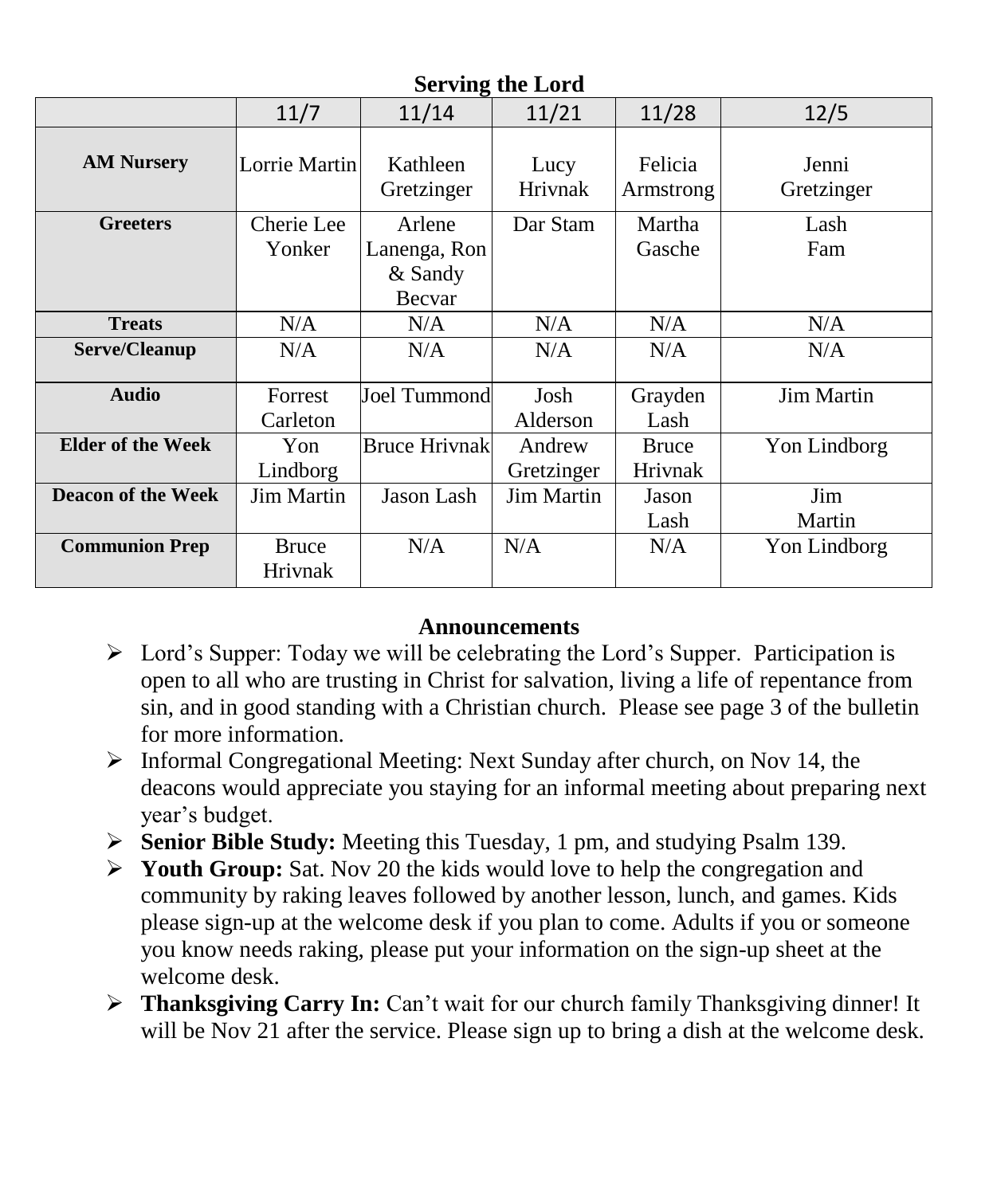## Serving the Lord

| | 11/7 | 11/14 | 11/21 | 11/28 | 12/5 |
|---|---|---|---|---|---|
| **AM Nursery** | Lorrie Martin | Kathleen Gretzinger | Lucy Hrivnak | Felicia Armstrong | Jenni Gretzinger |
| **Greeters** | Cherie Lee Yonker | Arlene Lanenga, Ron & Sandy Becvar | Dar Stam | Martha Gasche | Lash Fam |
| **Treats** | N/A | N/A | N/A | N/A | N/A |
| **Serve/Cleanup** | N/A | N/A | N/A | N/A | N/A |
| **Audio** | Forrest Carleton | Joel Tummond | Josh Alderson | Grayden Lash | Jim Martin |
| **Elder of the Week** | Yon Lindborg | Bruce Hrivnak | Andrew Gretzinger | Bruce Hrivnak | Yon Lindborg |
| **Deacon of the Week** | Jim Martin | Jason Lash | Jim Martin | Jason Lash | Jim Martin |
| **Communion Prep** | Bruce Hrivnak | N/A | N/A | N/A | Yon Lindborg |

## Announcements

- Lord's Supper: Today we will be celebrating the Lord's Supper. Participation is open to all who are trusting in Christ for salvation, living a life of repentance from sin, and in good standing with a Christian church. Please see page 3 of the bulletin for more information.
- Informal Congregational Meeting: Next Sunday after church, on Nov 14, the deacons would appreciate you staying for an informal meeting about preparing next year's budget.
- **Senior Bible Study:** Meeting this Tuesday, 1 pm, and studying Psalm 139.
- **Youth Group:** Sat. Nov 20 the kids would love to help the congregation and community by raking leaves followed by another lesson, lunch, and games. Kids please sign-up at the welcome desk if you plan to come. Adults if you or someone you know needs raking, please put your information on the sign-up sheet at the welcome desk.
- **Thanksgiving Carry In:** Can't wait for our church family Thanksgiving dinner! It will be Nov 21 after the service. Please sign up to bring a dish at the welcome desk.